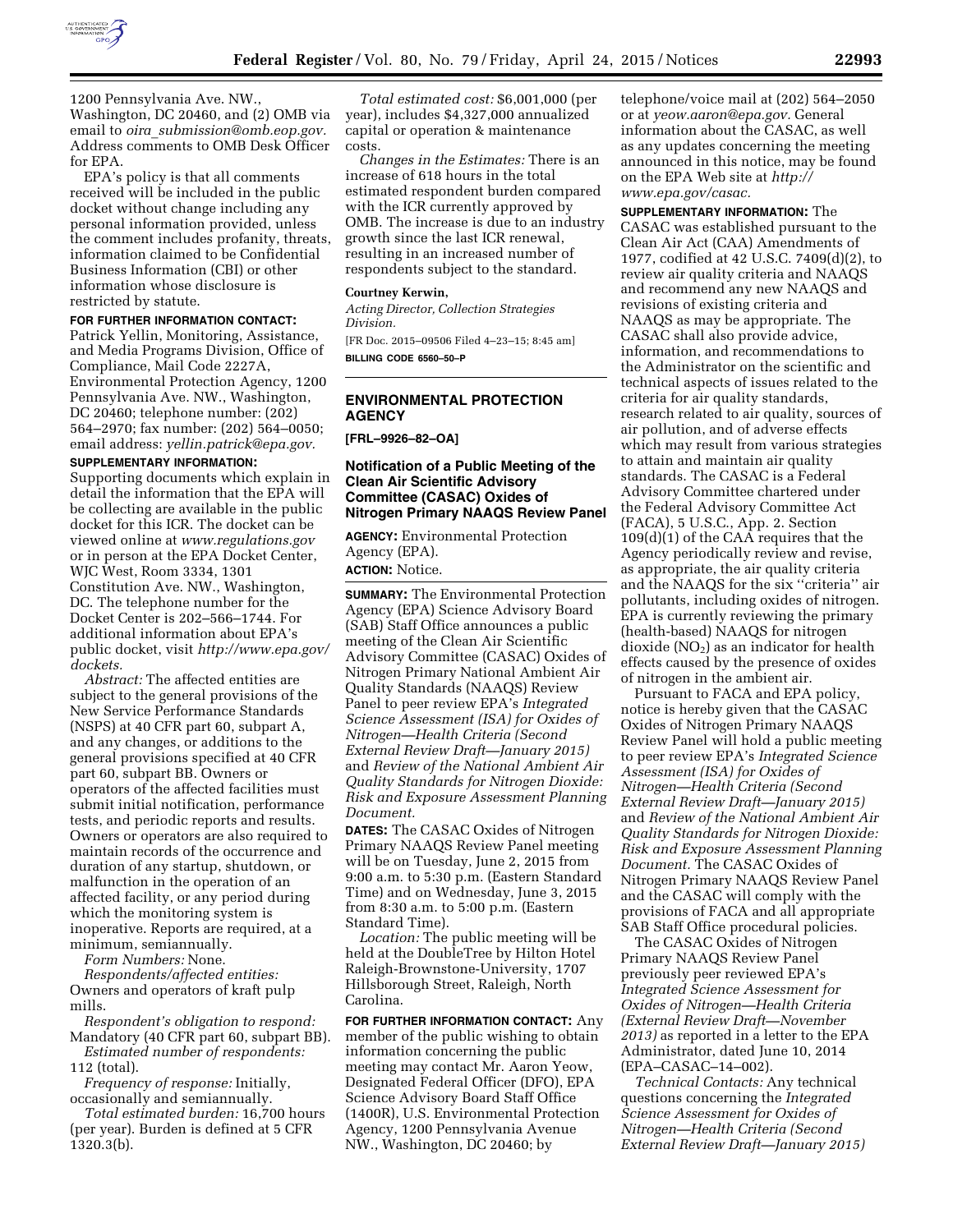1200 Pennsylvania Ave. NW., Washington, DC 20460, and (2) OMB via email to *oira_submission@omb.eop.gov.* Address comments to OMB Desk Officer for EPA.

EPA's policy is that all comments received will be included in the public docket without change including any personal information provided, unless the comment includes profanity, threats, information claimed to be Confidential Business Information (CBI) or other information whose disclosure is restricted by statute.

**FOR FURTHER INFORMATION CONTACT:** Patrick Yellin, Monitoring, Assistance, and Media Programs Division, Office of Compliance, Mail Code 2227A, Environmental Protection Agency, 1200 Pennsylvania Ave. NW., Washington, DC 20460; telephone number: (202) 564–2970; fax number: (202) 564–0050; email address: *yellin.patrick@epa.gov.*

**SUPPLEMENTARY INFORMATION:** Supporting documents which explain in detail the information that the EPA will be collecting are available in the public docket for this ICR. The docket can be viewed online at *www.regulations.gov* or in person at the EPA Docket Center, WJC West, Room 3334, 1301 Constitution Ave. NW., Washington, DC. The telephone number for the Docket Center is 202–566–1744. For additional information about EPA's public docket, visit *http://www.epa.gov/dockets.*

*Abstract:* The affected entities are subject to the general provisions of the New Service Performance Standards (NSPS) at 40 CFR part 60, subpart A, and any changes, or additions to the general provisions specified at 40 CFR part 60, subpart BB. Owners or operators of the affected facilities must submit initial notification, performance tests, and periodic reports and results. Owners or operators are also required to maintain records of the occurrence and duration of any startup, shutdown, or malfunction in the operation of an affected facility, or any period during which the monitoring system is inoperative. Reports are required, at a minimum, semiannually.

*Form Numbers:* None.

*Respondents/affected entities:* Owners and operators of kraft pulp mills.

*Respondent's obligation to respond:* Mandatory (40 CFR part 60, subpart BB).

*Estimated number of respondents:* 112 (total).

*Frequency of response:* Initially, occasionally and semiannually.

*Total estimated burden:* 16,700 hours (per year). Burden is defined at 5 CFR 1320.3(b).

*Total estimated cost:* $6,001,000 (per year), includes $4,327,000 annualized capital or operation & maintenance costs.

*Changes in the Estimates:* There is an increase of 618 hours in the total estimated respondent burden compared with the ICR currently approved by OMB. The increase is due to an industry growth since the last ICR renewal, resulting in an increased number of respondents subject to the standard.

**Courtney Kerwin,**

*Acting Director, Collection Strategies Division.*

[FR Doc. 2015–09506 Filed 4–23–15; 8:45 am]

**BILLING CODE 6560–50–P**

## ENVIRONMENTAL PROTECTION AGENCY

**[FRL–9926–82–OA]**

### Notification of a Public Meeting of the Clean Air Scientific Advisory Committee (CASAC) Oxides of Nitrogen Primary NAAQS Review Panel

**AGENCY:** Environmental Protection Agency (EPA).

**ACTION:** Notice.

**SUMMARY:** The Environmental Protection Agency (EPA) Science Advisory Board (SAB) Staff Office announces a public meeting of the Clean Air Scientific Advisory Committee (CASAC) Oxides of Nitrogen Primary National Ambient Air Quality Standards (NAAQS) Review Panel to peer review EPA's *Integrated Science Assessment (ISA) for Oxides of Nitrogen—Health Criteria (Second External Review Draft—January 2015)* and *Review of the National Ambient Air Quality Standards for Nitrogen Dioxide: Risk and Exposure Assessment Planning Document.*

**DATES:** The CASAC Oxides of Nitrogen Primary NAAQS Review Panel meeting will be on Tuesday, June 2, 2015 from 9:00 a.m. to 5:30 p.m. (Eastern Standard Time) and on Wednesday, June 3, 2015 from 8:30 a.m. to 5:00 p.m. (Eastern Standard Time).

*Location:* The public meeting will be held at the DoubleTree by Hilton Hotel Raleigh-Brownstone-University, 1707 Hillsborough Street, Raleigh, North Carolina.

**FOR FURTHER INFORMATION CONTACT:** Any member of the public wishing to obtain information concerning the public meeting may contact Mr. Aaron Yeow, Designated Federal Officer (DFO), EPA Science Advisory Board Staff Office (1400R), U.S. Environmental Protection Agency, 1200 Pennsylvania Avenue NW., Washington, DC 20460; by telephone/voice mail at (202) 564–2050 or at *yeow.aaron@epa.gov.* General information about the CASAC, as well as any updates concerning the meeting announced in this notice, may be found on the EPA Web site at *http://www.epa.gov/casac.*

**SUPPLEMENTARY INFORMATION:** The CASAC was established pursuant to the Clean Air Act (CAA) Amendments of 1977, codified at 42 U.S.C. 7409(d)(2), to review air quality criteria and NAAQS and recommend any new NAAQS and revisions of existing criteria and NAAQS as may be appropriate. The CASAC shall also provide advice, information, and recommendations to the Administrator on the scientific and technical aspects of issues related to the criteria for air quality standards, research related to air quality, sources of air pollution, and of adverse effects which may result from various strategies to attain and maintain air quality standards. The CASAC is a Federal Advisory Committee chartered under the Federal Advisory Committee Act (FACA), 5 U.S.C., App. 2. Section 109(d)(1) of the CAA requires that the Agency periodically review and revise, as appropriate, the air quality criteria and the NAAQS for the six ''criteria'' air pollutants, including oxides of nitrogen. EPA is currently reviewing the primary (health-based) NAAQS for nitrogen dioxide ($NO_2$) as an indicator for health effects caused by the presence of oxides of nitrogen in the ambient air.

Pursuant to FACA and EPA policy, notice is hereby given that the CASAC Oxides of Nitrogen Primary NAAQS Review Panel will hold a public meeting to peer review EPA's *Integrated Science Assessment (ISA) for Oxides of Nitrogen—Health Criteria (Second External Review Draft—January 2015)* and *Review of the National Ambient Air Quality Standards for Nitrogen Dioxide: Risk and Exposure Assessment Planning Document.* The CASAC Oxides of Nitrogen Primary NAAQS Review Panel and the CASAC will comply with the provisions of FACA and all appropriate SAB Staff Office procedural policies.

The CASAC Oxides of Nitrogen Primary NAAQS Review Panel previously peer reviewed EPA's *Integrated Science Assessment for Oxides of Nitrogen—Health Criteria (External Review Draft—November 2013)* as reported in a letter to the EPA Administrator, dated June 10, 2014 (EPA–CASAC–14–002).

*Technical Contacts:* Any technical questions concerning the *Integrated Science Assessment for Oxides of Nitrogen—Health Criteria (Second External Review Draft—January 2015)*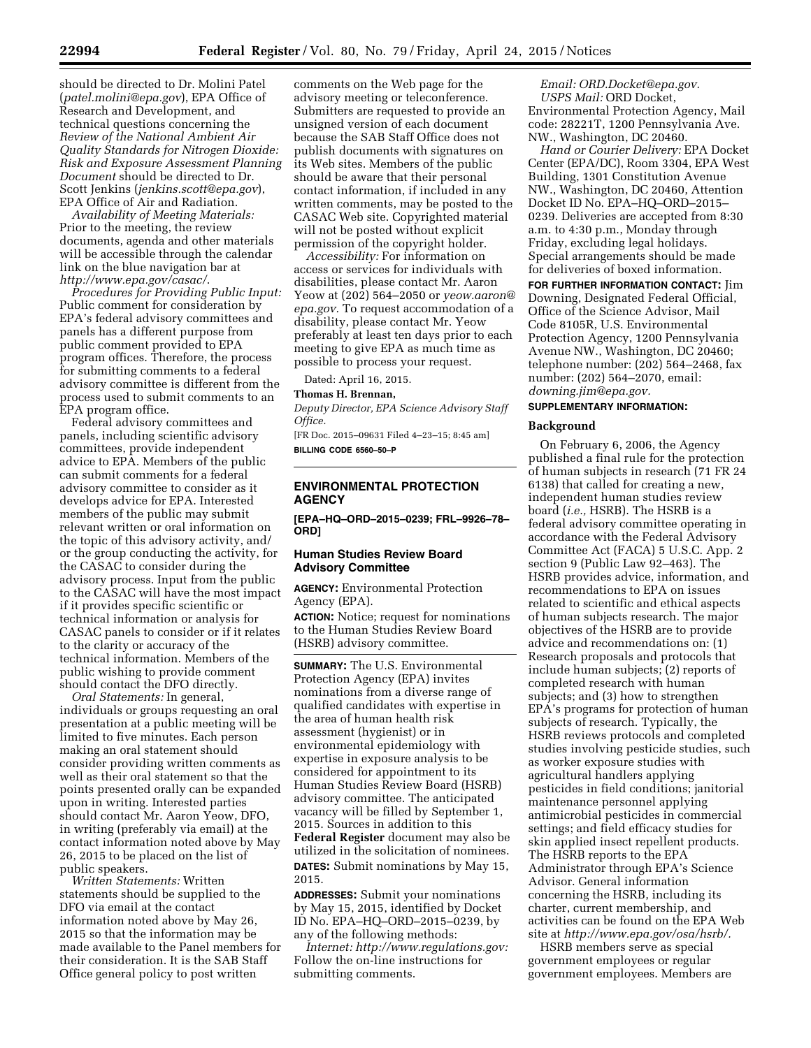should be directed to Dr. Molini Patel (*patel.molini@epa.gov*), EPA Office of Research and Development, and technical questions concerning the *Review of the National Ambient Air Quality Standards for Nitrogen Dioxide: Risk and Exposure Assessment Planning Document* should be directed to Dr. Scott Jenkins (*jenkins.scott@epa.gov*), EPA Office of Air and Radiation.

*Availability of Meeting Materials:* Prior to the meeting, the review documents, agenda and other materials will be accessible through the calendar link on the blue navigation bar at *http://www.epa.gov/casac/.*

*Procedures for Providing Public Input:* Public comment for consideration by EPA's federal advisory committees and panels has a different purpose from public comment provided to EPA program offices. Therefore, the process for submitting comments to a federal advisory committee is different from the process used to submit comments to an EPA program office.

Federal advisory committees and panels, including scientific advisory committees, provide independent advice to EPA. Members of the public can submit comments for a federal advisory committee to consider as it develops advice for EPA. Interested members of the public may submit relevant written or oral information on the topic of this advisory activity, and/or the group conducting the activity, for the CASAC to consider during the advisory process. Input from the public to the CASAC will have the most impact if it provides specific scientific or technical information or analysis for CASAC panels to consider or if it relates to the clarity or accuracy of the technical information. Members of the public wishing to provide comment should contact the DFO directly.

*Oral Statements:* In general, individuals or groups requesting an oral presentation at a public meeting will be limited to five minutes. Each person making an oral statement should consider providing written comments as well as their oral statement so that the points presented orally can be expanded upon in writing. Interested parties should contact Mr. Aaron Yeow, DFO, in writing (preferably via email) at the contact information noted above by May 26, 2015 to be placed on the list of public speakers.

*Written Statements:* Written statements should be supplied to the DFO via email at the contact information noted above by May 26, 2015 so that the information may be made available to the Panel members for their consideration. It is the SAB Staff Office general policy to post written comments on the Web page for the advisory meeting or teleconference. Submitters are requested to provide an unsigned version of each document because the SAB Staff Office does not publish documents with signatures on its Web sites. Members of the public should be aware that their personal contact information, if included in any written comments, may be posted to the CASAC Web site. Copyrighted material will not be posted without explicit permission of the copyright holder.

*Accessibility:* For information on access or services for individuals with disabilities, please contact Mr. Aaron Yeow at (202) 564–2050 or *yeow.aaron@epa.gov.* To request accommodation of a disability, please contact Mr. Yeow preferably at least ten days prior to each meeting to give EPA as much time as possible to process your request.

Dated: April 16, 2015.

**Thomas H. Brennan,**

*Deputy Director, EPA Science Advisory Staff Office.*

[FR Doc. 2015–09631 Filed 4–23–15; 8:45 am]

**BILLING CODE 6560–50–P**

## ENVIRONMENTAL PROTECTION AGENCY

**[EPA–HQ–ORD–2015–0239; FRL–9926–78–ORD]**

### Human Studies Review Board Advisory Committee

**AGENCY:** Environmental Protection Agency (EPA).

**ACTION:** Notice; request for nominations to the Human Studies Review Board (HSRB) advisory committee.

**SUMMARY:** The U.S. Environmental Protection Agency (EPA) invites nominations from a diverse range of qualified candidates with expertise in the area of human health risk assessment (hygienist) or in environmental epidemiology with expertise in exposure analysis to be considered for appointment to its Human Studies Review Board (HSRB) advisory committee. The anticipated vacancy will be filled by September 1, 2015. Sources in addition to this **Federal Register** document may also be utilized in the solicitation of nominees.

**DATES:** Submit nominations by May 15, 2015.

**ADDRESSES:** Submit your nominations by May 15, 2015, identified by Docket ID No. EPA–HQ–ORD–2015–0239, by any of the following methods:

*Internet: http://www.regulations.gov:* Follow the on-line instructions for submitting comments.

*Email: ORD.Docket@epa.gov.*

*USPS Mail:* ORD Docket, Environmental Protection Agency, Mail code: 28221T, 1200 Pennsylvania Ave. NW., Washington, DC 20460.

*Hand or Courier Delivery:* EPA Docket Center (EPA/DC), Room 3304, EPA West Building, 1301 Constitution Avenue NW., Washington, DC 20460, Attention Docket ID No. EPA–HQ–ORD–2015–0239. Deliveries are accepted from 8:30 a.m. to 4:30 p.m., Monday through Friday, excluding legal holidays. Special arrangements should be made for deliveries of boxed information.

**FOR FURTHER INFORMATION CONTACT:** Jim Downing, Designated Federal Official, Office of the Science Advisor, Mail Code 8105R, U.S. Environmental Protection Agency, 1200 Pennsylvania Avenue NW., Washington, DC 20460; telephone number: (202) 564–2468, fax number: (202) 564–2070, email: *downing.jim@epa.gov.*

**SUPPLEMENTARY INFORMATION:**

#### Background

On February 6, 2006, the Agency published a final rule for the protection of human subjects in research (71 FR 24 6138) that called for creating a new, independent human studies review board (*i.e.,* HSRB). The HSRB is a federal advisory committee operating in accordance with the Federal Advisory Committee Act (FACA) 5 U.S.C. App. 2 section 9 (Public Law 92–463). The HSRB provides advice, information, and recommendations to EPA on issues related to scientific and ethical aspects of human subjects research. The major objectives of the HSRB are to provide advice and recommendations on: (1) Research proposals and protocols that include human subjects; (2) reports of completed research with human subjects; and (3) how to strengthen EPA's programs for protection of human subjects of research. Typically, the HSRB reviews protocols and completed studies involving pesticide studies, such as worker exposure studies with agricultural handlers applying pesticides in field conditions; janitorial maintenance personnel applying antimicrobial pesticides in commercial settings; and field efficacy studies for skin applied insect repellent products. The HSRB reports to the EPA Administrator through EPA's Science Advisor. General information concerning the HSRB, including its charter, current membership, and activities can be found on the EPA Web site at *http://www.epa.gov/osa/hsrb/.*

HSRB members serve as special government employees or regular government employees. Members are